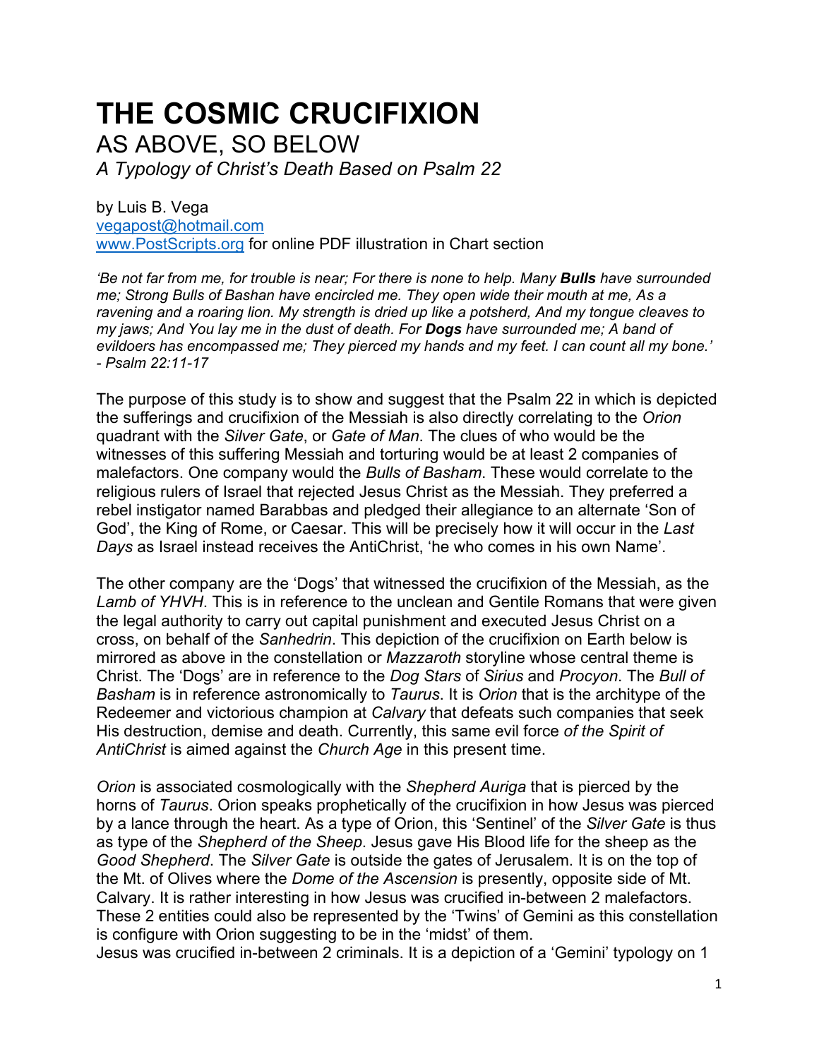# THE COSMIC CRUCIFIXION

## AS ABOVE, SO BELOW

### *A Typology of Christ's Death Based on Psalm 22*

by Luis B. Vega
vegapost@hotmail.com
www.PostScripts.org for online PDF illustration in Chart section

*'Be not far from me, for trouble is near; For there is none to help. Many **Bulls** have surrounded me; Strong Bulls of Bashan have encircled me. They open wide their mouth at me, As a ravening and a roaring lion. My strength is dried up like a potsherd, And my tongue cleaves to my jaws; And You lay me in the dust of death. For **Dogs** have surrounded me; A band of evildoers has encompassed me; They pierced my hands and my feet. I can count all my bone.' - Psalm 22:11-17*

The purpose of this study is to show and suggest that the Psalm 22 in which is depicted the sufferings and crucifixion of the Messiah is also directly correlating to the *Orion* quadrant with the *Silver Gate*, or *Gate of Man*. The clues of who would be the witnesses of this suffering Messiah and torturing would be at least 2 companies of malefactors. One company would the *Bulls of Basham*. These would correlate to the religious rulers of Israel that rejected Jesus Christ as the Messiah. They preferred a rebel instigator named Barabbas and pledged their allegiance to an alternate 'Son of God', the King of Rome, or Caesar. This will be precisely how it will occur in the *Last Days* as Israel instead receives the AntiChrist, 'he who comes in his own Name'.

The other company are the 'Dogs' that witnessed the crucifixion of the Messiah, as the *Lamb of YHVH*. This is in reference to the unclean and Gentile Romans that were given the legal authority to carry out capital punishment and executed Jesus Christ on a cross, on behalf of the *Sanhedrin*. This depiction of the crucifixion on Earth below is mirrored as above in the constellation or *Mazzaroth* storyline whose central theme is Christ. The 'Dogs' are in reference to the *Dog Stars* of *Sirius* and *Procyon*. The *Bull of Basham* is in reference astronomically to *Taurus*. It is *Orion* that is the architype of the Redeemer and victorious champion at *Calvary* that defeats such companies that seek His destruction, demise and death. Currently, this same evil force *of the Spirit of AntiChrist* is aimed against the *Church Age* in this present time.

*Orion* is associated cosmologically with the *Shepherd Auriga* that is pierced by the horns of *Taurus*. Orion speaks prophetically of the crucifixion in how Jesus was pierced by a lance through the heart. As a type of Orion, this 'Sentinel' of the *Silver Gate* is thus as type of the *Shepherd of the Sheep*. Jesus gave His Blood life for the sheep as the *Good Shepherd*. The *Silver Gate* is outside the gates of Jerusalem. It is on the top of the Mt. of Olives where the *Dome of the Ascension* is presently, opposite side of Mt. Calvary. It is rather interesting in how Jesus was crucified in-between 2 malefactors. These 2 entities could also be represented by the 'Twins' of Gemini as this constellation is configure with Orion suggesting to be in the 'midst' of them.
Jesus was crucified in-between 2 criminals. It is a depiction of a 'Gemini' typology on 1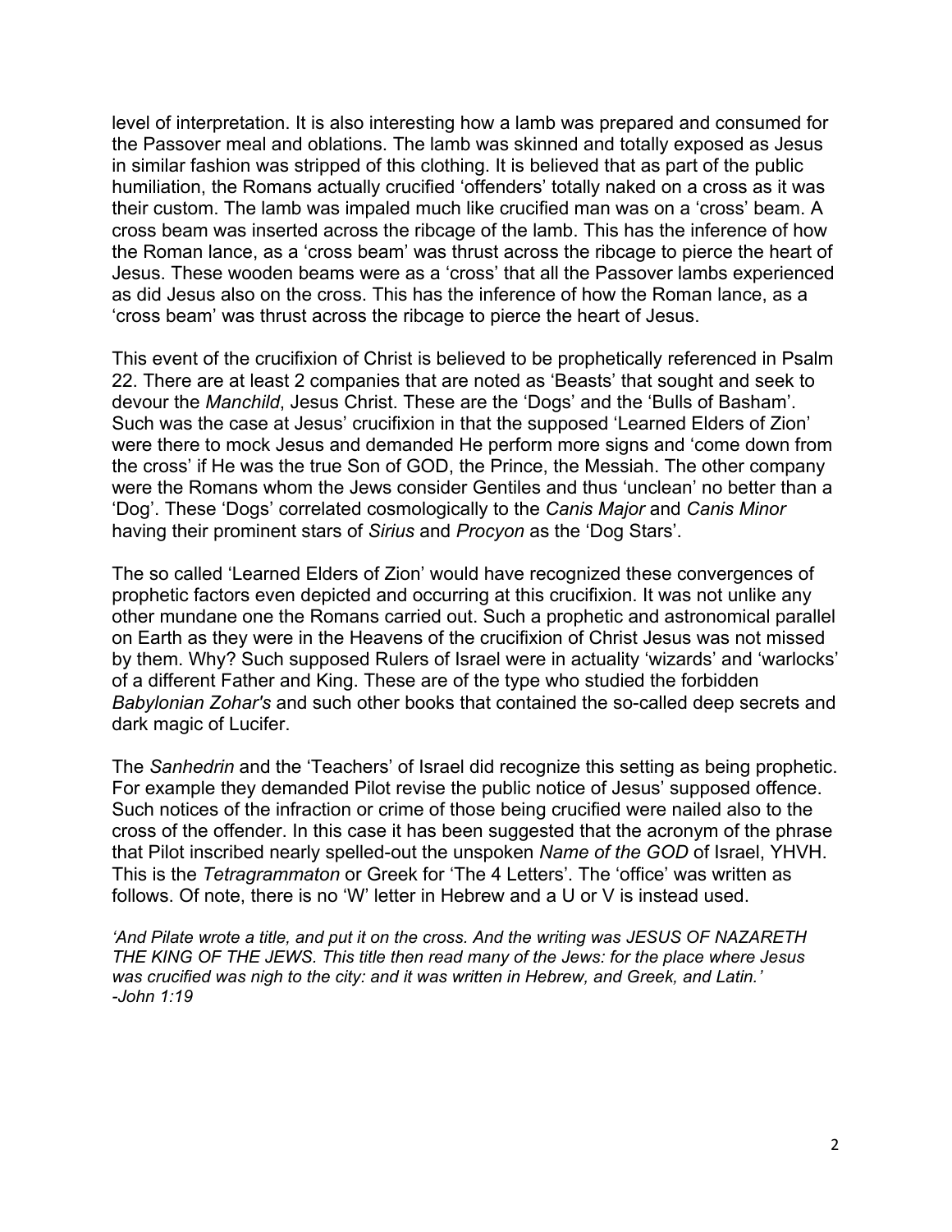level of interpretation. It is also interesting how a lamb was prepared and consumed for the Passover meal and oblations. The lamb was skinned and totally exposed as Jesus in similar fashion was stripped of this clothing. It is believed that as part of the public humiliation, the Romans actually crucified 'offenders' totally naked on a cross as it was their custom. The lamb was impaled much like crucified man was on a 'cross' beam. A cross beam was inserted across the ribcage of the lamb. This has the inference of how the Roman lance, as a 'cross beam' was thrust across the ribcage to pierce the heart of Jesus. These wooden beams were as a 'cross' that all the Passover lambs experienced as did Jesus also on the cross. This has the inference of how the Roman lance, as a 'cross beam' was thrust across the ribcage to pierce the heart of Jesus.

This event of the crucifixion of Christ is believed to be prophetically referenced in Psalm 22. There are at least 2 companies that are noted as 'Beasts' that sought and seek to devour the *Manchild*, Jesus Christ. These are the 'Dogs' and the 'Bulls of Basham'. Such was the case at Jesus' crucifixion in that the supposed 'Learned Elders of Zion' were there to mock Jesus and demanded He perform more signs and 'come down from the cross' if He was the true Son of GOD, the Prince, the Messiah. The other company were the Romans whom the Jews consider Gentiles and thus 'unclean' no better than a 'Dog'. These 'Dogs' correlated cosmologically to the *Canis Major* and *Canis Minor* having their prominent stars of *Sirius* and *Procyon* as the 'Dog Stars'.

The so called 'Learned Elders of Zion' would have recognized these convergences of prophetic factors even depicted and occurring at this crucifixion. It was not unlike any other mundane one the Romans carried out. Such a prophetic and astronomical parallel on Earth as they were in the Heavens of the crucifixion of Christ Jesus was not missed by them. Why? Such supposed Rulers of Israel were in actuality 'wizards' and 'warlocks' of a different Father and King. These are of the type who studied the forbidden *Babylonian Zohar's* and such other books that contained the so-called deep secrets and dark magic of Lucifer.

The *Sanhedrin* and the 'Teachers' of Israel did recognize this setting as being prophetic. For example they demanded Pilot revise the public notice of Jesus' supposed offence. Such notices of the infraction or crime of those being crucified were nailed also to the cross of the offender. In this case it has been suggested that the acronym of the phrase that Pilot inscribed nearly spelled-out the unspoken *Name of the GOD* of Israel, YHVH. This is the *Tetragrammaton* or Greek for 'The 4 Letters'. The 'office' was written as follows. Of note, there is no 'W' letter in Hebrew and a U or V is instead used.

*'And Pilate wrote a title, and put it on the cross. And the writing was JESUS OF NAZARETH THE KING OF THE JEWS. This title then read many of the Jews: for the place where Jesus was crucified was nigh to the city: and it was written in Hebrew, and Greek, and Latin.'*
*-John 1:19*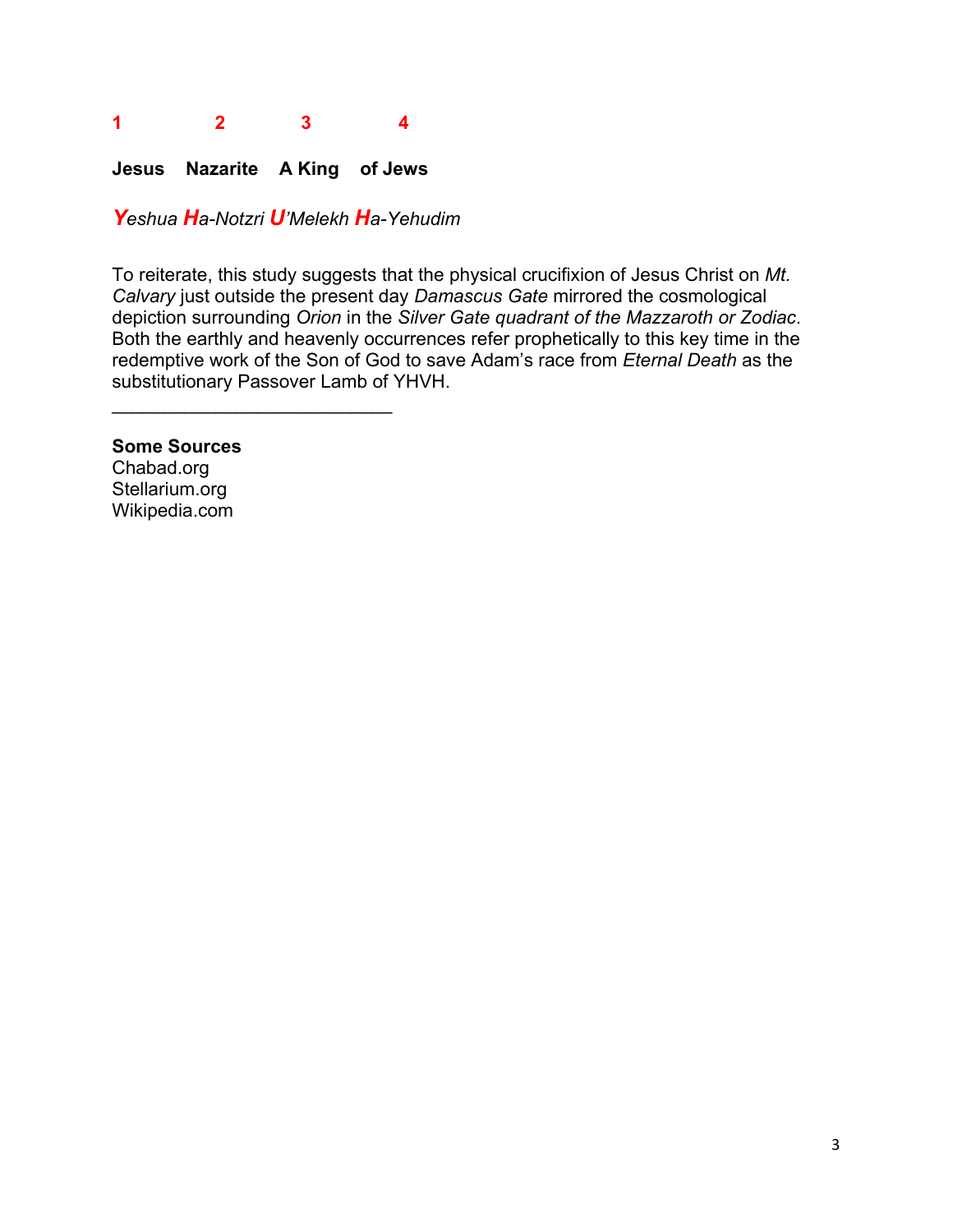**1 2 3 4**

| | | | |
|---|---|---|---|
| **1** | **2** | **3** | **4** |
| **Jesus** | **Nazarite** | **A King** | **of Jews** |

***Y****eshua* ***H****a-Notzri* ***U****'Melekh* ***H****a-Yehudim*

To reiterate, this study suggests that the physical crucifixion of Jesus Christ on *Mt. Calvary* just outside the present day *Damascus Gate* mirrored the cosmological depiction surrounding *Orion* in the *Silver Gate quadrant of the Mazzaroth or Zodiac*. Both the earthly and heavenly occurrences refer prophetically to this key time in the redemptive work of the Son of God to save Adam's race from *Eternal Death* as the substitutionary Passover Lamb of YHVH.

___________________________

**Some Sources**
Chabad.org
Stellarium.org
Wikipedia.com